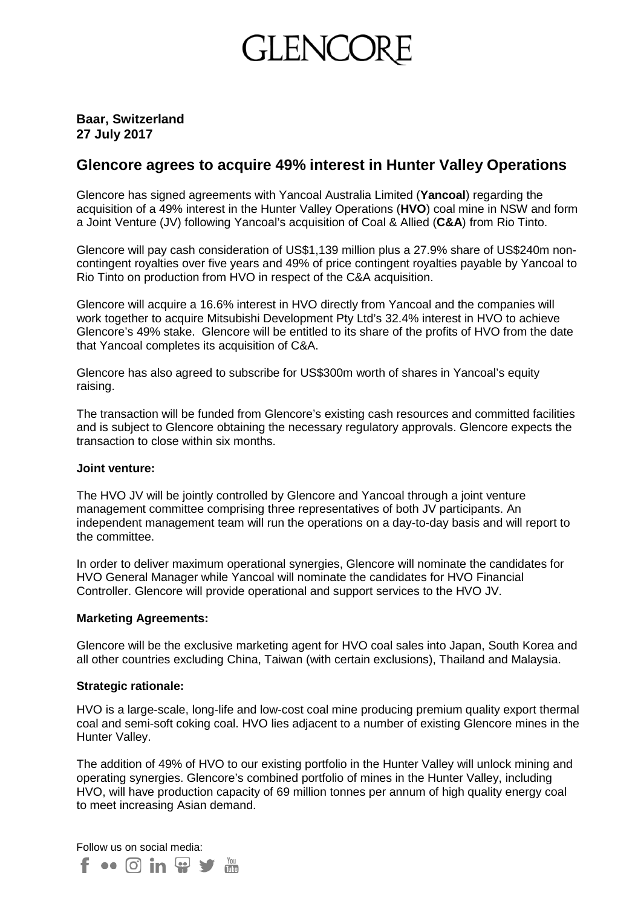# GLENCORE

**Baar, Switzerland**
**27 July 2017**

## Glencore agrees to acquire 49% interest in Hunter Valley Operations

Glencore has signed agreements with Yancoal Australia Limited (**Yancoal**) regarding the acquisition of a 49% interest in the Hunter Valley Operations (**HVO**) coal mine in NSW and form a Joint Venture (JV) following Yancoal's acquisition of Coal & Allied (**C&A**) from Rio Tinto.

Glencore will pay cash consideration of US$1,139 million plus a 27.9% share of US$240m non-contingent royalties over five years and 49% of price contingent royalties payable by Yancoal to Rio Tinto on production from HVO in respect of the C&A acquisition.

Glencore will acquire a 16.6% interest in HVO directly from Yancoal and the companies will work together to acquire Mitsubishi Development Pty Ltd's 32.4% interest in HVO to achieve Glencore's 49% stake. Glencore will be entitled to its share of the profits of HVO from the date that Yancoal completes its acquisition of C&A.

Glencore has also agreed to subscribe for US$300m worth of shares in Yancoal's equity raising.

The transaction will be funded from Glencore's existing cash resources and committed facilities and is subject to Glencore obtaining the necessary regulatory approvals. Glencore expects the transaction to close within six months.

### Joint venture:

The HVO JV will be jointly controlled by Glencore and Yancoal through a joint venture management committee comprising three representatives of both JV participants. An independent management team will run the operations on a day-to-day basis and will report to the committee.

In order to deliver maximum operational synergies, Glencore will nominate the candidates for HVO General Manager while Yancoal will nominate the candidates for HVO Financial Controller. Glencore will provide operational and support services to the HVO JV.

### Marketing Agreements:

Glencore will be the exclusive marketing agent for HVO coal sales into Japan, South Korea and all other countries excluding China, Taiwan (with certain exclusions), Thailand and Malaysia.

### Strategic rationale:

HVO is a large-scale, long-life and low-cost coal mine producing premium quality export thermal coal and semi-soft coking coal. HVO lies adjacent to a number of existing Glencore mines in the Hunter Valley.

The addition of 49% of HVO to our existing portfolio in the Hunter Valley will unlock mining and operating synergies. Glencore's combined portfolio of mines in the Hunter Valley, including HVO, will have production capacity of 69 million tonnes per annum of high quality energy coal to meet increasing Asian demand.

Follow us on social media: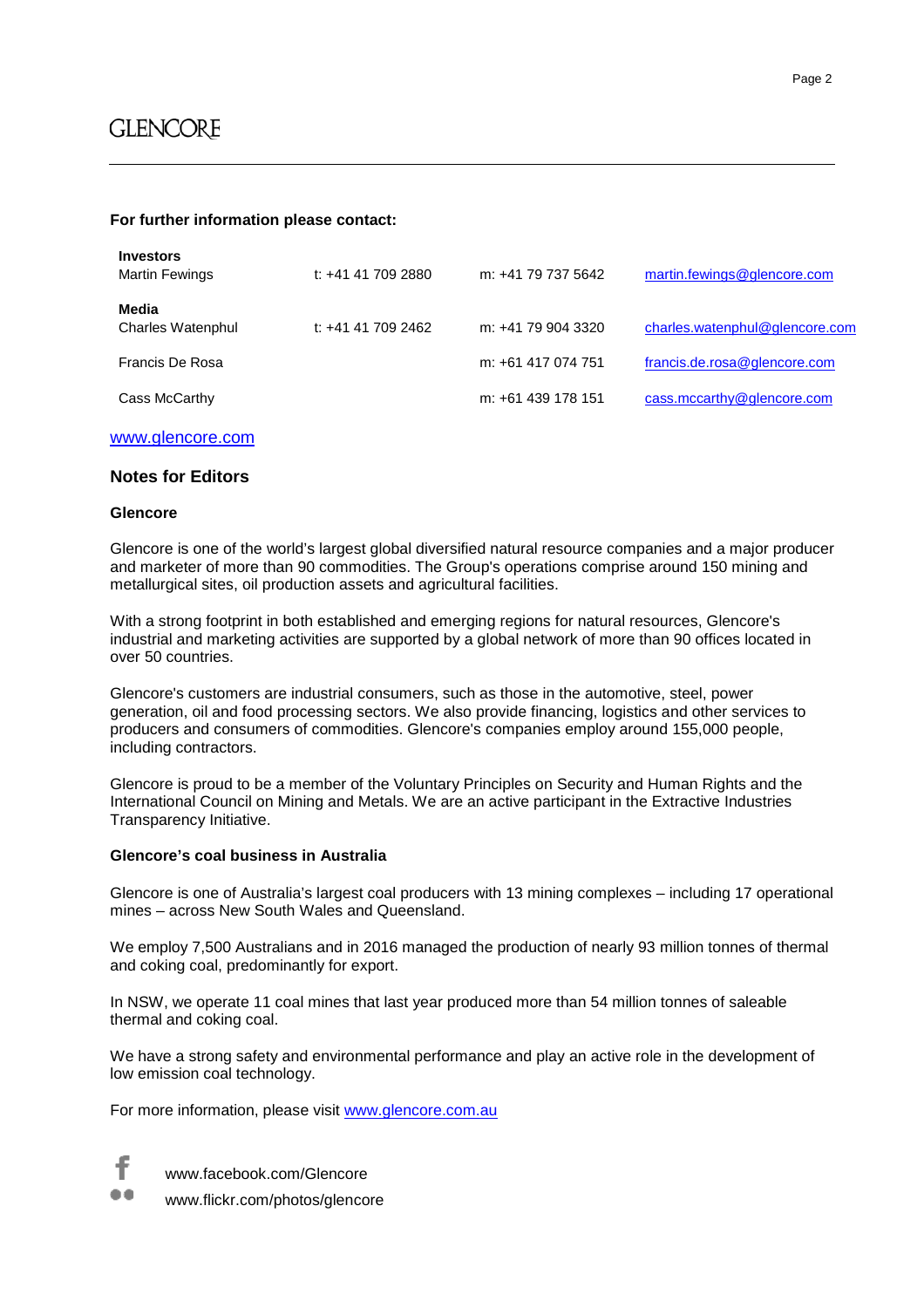**For further information please contact:**

| | | | |
|---|---|---|---|
| **Investors** | | | |
| Martin Fewings | t: +41 41 709 2880 | m: +41 79 737 5642 | martin.fewings@glencore.com |
| **Media** | | | |
| Charles Watenphul | t: +41 41 709 2462 | m: +41 79 904 3320 | charles.watenphul@glencore.com |
| Francis De Rosa | | m: +61 417 074 751 | francis.de.rosa@glencore.com |
| Cass McCarthy | | m: +61 439 178 151 | cass.mccarthy@glencore.com |

www.glencore.com

## Notes for Editors

### Glencore

Glencore is one of the world's largest global diversified natural resource companies and a major producer and marketer of more than 90 commodities. The Group's operations comprise around 150 mining and metallurgical sites, oil production assets and agricultural facilities.

With a strong footprint in both established and emerging regions for natural resources, Glencore's industrial and marketing activities are supported by a global network of more than 90 offices located in over 50 countries.

Glencore's customers are industrial consumers, such as those in the automotive, steel, power generation, oil and food processing sectors. We also provide financing, logistics and other services to producers and consumers of commodities. Glencore's companies employ around 155,000 people, including contractors.

Glencore is proud to be a member of the Voluntary Principles on Security and Human Rights and the International Council on Mining and Metals. We are an active participant in the Extractive Industries Transparency Initiative.

### Glencore's coal business in Australia

Glencore is one of Australia's largest coal producers with 13 mining complexes – including 17 operational mines – across New South Wales and Queensland.

We employ 7,500 Australians and in 2016 managed the production of nearly 93 million tonnes of thermal and coking coal, predominantly for export.

In NSW, we operate 11 coal mines that last year produced more than 54 million tonnes of saleable thermal and coking coal.

We have a strong safety and environmental performance and play an active role in the development of low emission coal technology.

For more information, please visit www.glencore.com.au

www.facebook.com/Glencore
www.flickr.com/photos/glencore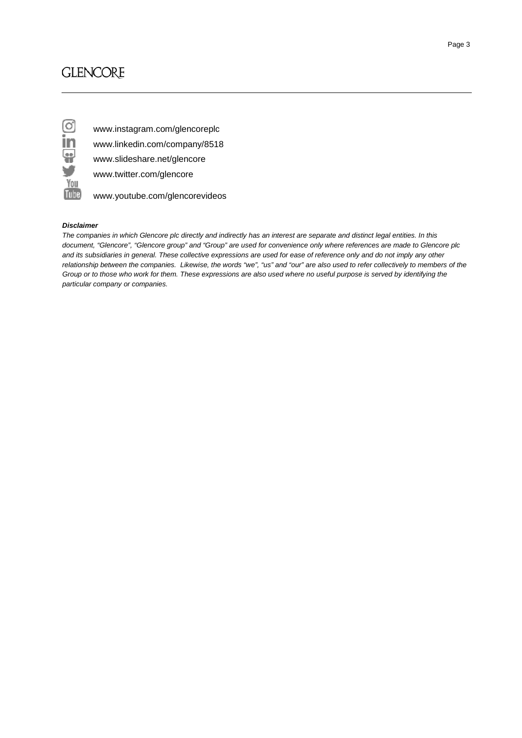www.instagram.com/glencoreplc

www.linkedin.com/company/8518

www.slideshare.net/glencore

www.twitter.com/glencore

www.youtube.com/glencorevideos

***Disclaimer***

*The companies in which Glencore plc directly and indirectly has an interest are separate and distinct legal entities. In this document, "Glencore", "Glencore group" and "Group" are used for convenience only where references are made to Glencore plc and its subsidiaries in general. These collective expressions are used for ease of reference only and do not imply any other relationship between the companies. Likewise, the words "we", "us" and "our" are also used to refer collectively to members of the Group or to those who work for them. These expressions are also used where no useful purpose is served by identifying the particular company or companies.*